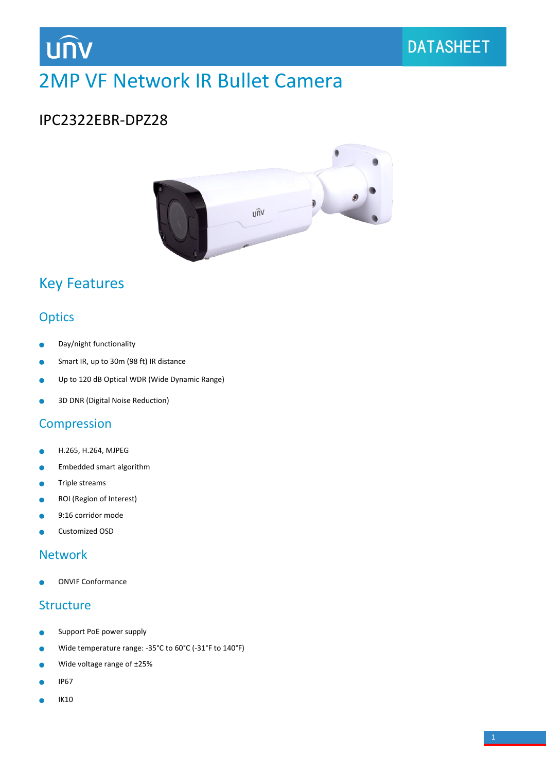UNV

DATASHEET

# 2MP VF Network IR Bullet Camera

IPC2322EBR-DPZ28

## Key Features

### Optics

- Day/night functionality
- Smart IR, up to 30m (98 ft) IR distance
- Up to 120 dB Optical WDR (Wide Dynamic Range)
- 3D DNR (Digital Noise Reduction)

### Compression

- H.265, H.264, MJPEG
- Embedded smart algorithm
- Triple streams
- ROI (Region of Interest)
- 9:16 corridor mode
- Customized OSD

### Network

- ONVIF Conformance

### Structure

- Support PoE power supply
- Wide temperature range: -35°C to 60°C (-31°F to 140°F)
- Wide voltage range of ±25%
- IP67
- IK10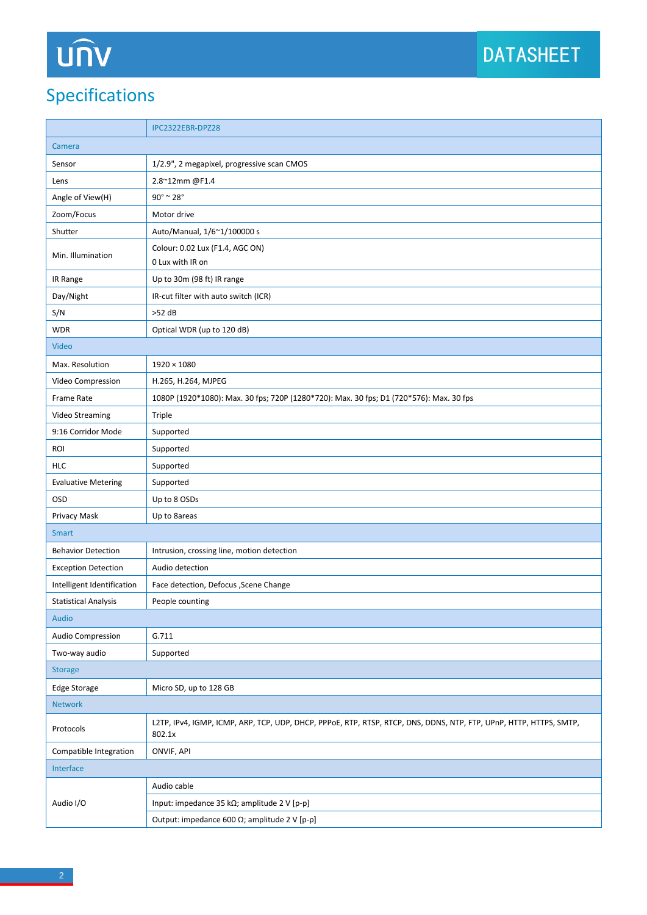## Specifications

| | IPC2322EBR-DPZ28 |
|---|---|
| **Camera** | |
| Sensor | 1/2.9", 2 megapixel, progressive scan CMOS |
| Lens | 2.8~12mm @F1.4 |
| Angle of View(H) | 90° ~ 28° |
| Zoom/Focus | Motor drive |
| Shutter | Auto/Manual, 1/6~1/100000 s |
| Min. Illumination | Colour: 0.02 Lux (F1.4, AGC ON)<br>0 Lux with IR on |
| IR Range | Up to 30m (98 ft) IR range |
| Day/Night | IR-cut filter with auto switch (ICR) |
| S/N | >52 dB |
| WDR | Optical WDR (up to 120 dB) |
| **Video** | |
| Max. Resolution | 1920 × 1080 |
| Video Compression | H.265, H.264, MJPEG |
| Frame Rate | 1080P (1920*1080): Max. 30 fps; 720P (1280*720): Max. 30 fps; D1 (720*576): Max. 30 fps |
| Video Streaming | Triple |
| 9:16 Corridor Mode | Supported |
| ROI | Supported |
| HLC | Supported |
| Evaluative Metering | Supported |
| OSD | Up to 8 OSDs |
| Privacy Mask | Up to 8areas |
| **Smart** | |
| Behavior Detection | Intrusion, crossing line, motion detection |
| Exception Detection | Audio detection |
| Intelligent Identification | Face detection, Defocus ,Scene Change |
| Statistical Analysis | People counting |
| **Audio** | |
| Audio Compression | G.711 |
| Two-way audio | Supported |
| **Storage** | |
| Edge Storage | Micro SD, up to 128 GB |
| **Network** | |
| Protocols | L2TP, IPv4, IGMP, ICMP, ARP, TCP, UDP, DHCP, PPPoE, RTP, RTSP, RTCP, DNS, DDNS, NTP, FTP, UPnP, HTTP, HTTPS, SMTP, 802.1x |
| Compatible Integration | ONVIF, API |
| **Interface** | |
| Audio I/O | Audio cable<br>Input: impedance 35 kΩ; amplitude 2 V [p-p]<br>Output: impedance 600 Ω; amplitude 2 V [p-p] |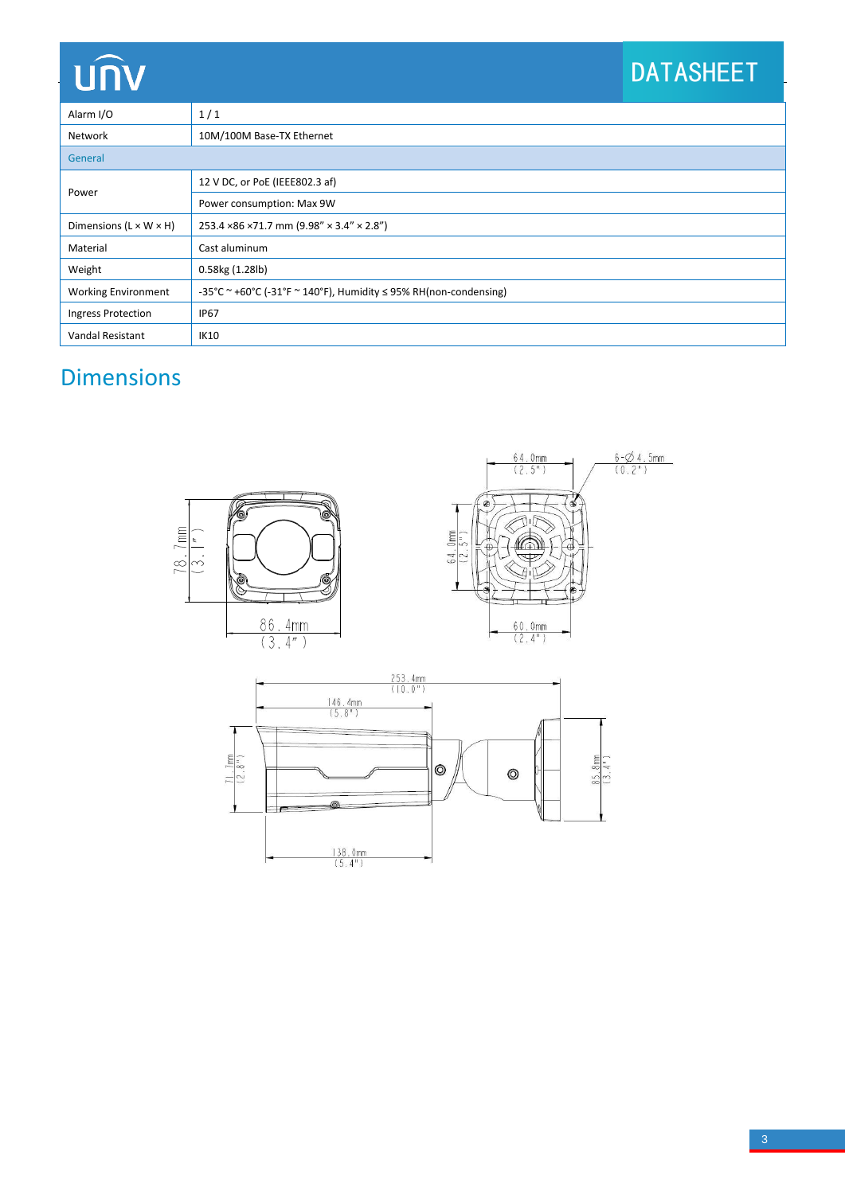| Alarm I/O | 1 / 1 |
|---|---|
| Network | 10M/100M Base-TX Ethernet |
| **General** | |
| Power | 12 V DC, or PoE (IEEE802.3 af) |
| | Power consumption: Max 9W |
| Dimensions (L × W × H) | 253.4 ×86 ×71.7 mm (9.98” × 3.4” × 2.8”) |
| Material | Cast aluminum |
| Weight | 0.58kg (1.28lb) |
| Working Environment | -35°C ~ +60°C (-31°F ~ 140°F), Humidity ≤ 95% RH(non-condensing) |
| Ingress Protection | IP67 |
| Vandal Resistant | IK10 |

## Dimensions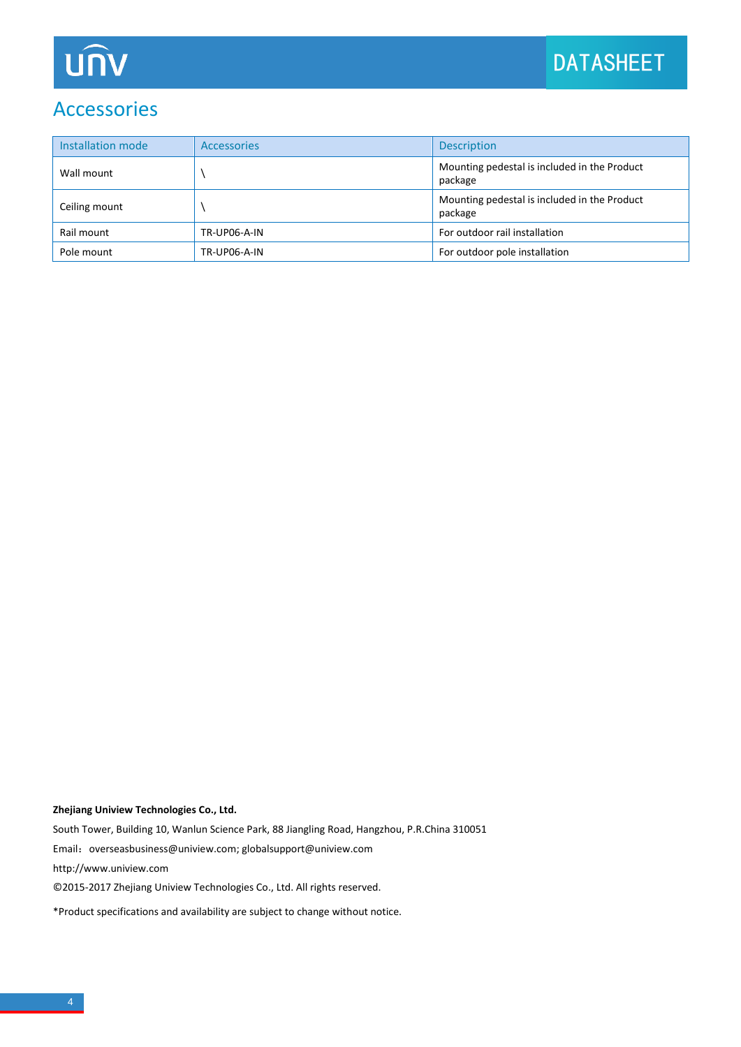# Accessories

| Installation mode | Accessories | Description |
|---|---|---|
| Wall mount | \ | Mounting pedestal is included in the Product package |
| Ceiling mount | \ | Mounting pedestal is included in the Product package |
| Rail mount | TR-UP06-A-IN | For outdoor rail installation |
| Pole mount | TR-UP06-A-IN | For outdoor pole installation |

**Zhejiang Uniview Technologies Co., Ltd.**

South Tower, Building 10, Wanlun Science Park, 88 Jiangling Road, Hangzhou, P.R.China 310051

Email：overseasbusiness@uniview.com; globalsupport@uniview.com

http://www.uniview.com

©2015-2017 Zhejiang Uniview Technologies Co., Ltd. All rights reserved.

*Product specifications and availability are subject to change without notice.